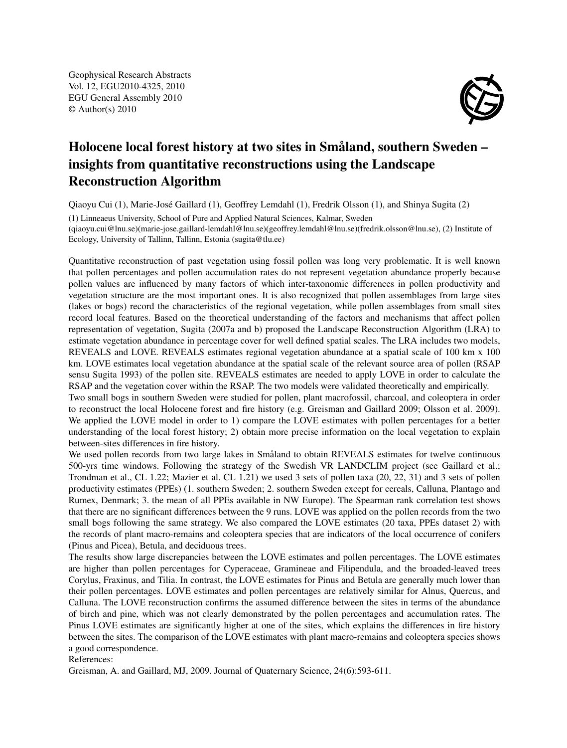# Holocene local forest history at two sites in Småland, southern Sweden – insights from quantitative reconstructions using the Landscape Reconstruction Algorithm

Qiaoyu Cui (1), Marie-José Gaillard (1), Geoffrey Lemdahl (1), Fredrik Olsson (1), and Shinya Sugita (2)

(1) Linneaeus University, School of Pure and Applied Natural Sciences, Kalmar, Sweden (qiaoyu.cui@lnu.se)(marie-jose.gaillard-lemdahl@lnu.se)(geoffrey.lemdahl@lnu.se)(fredrik.olsson@lnu.se), (2) Institute of Ecology, University of Tallinn, Tallinn, Estonia (sugita@tlu.ee)

Quantitative reconstruction of past vegetation using fossil pollen was long very problematic. It is well known that pollen percentages and pollen accumulation rates do not represent vegetation abundance properly because pollen values are influenced by many factors of which inter-taxonomic differences in pollen productivity and vegetation structure are the most important ones. It is also recognized that pollen assemblages from large sites (lakes or bogs) record the characteristics of the regional vegetation, while pollen assemblages from small sites record local features. Based on the theoretical understanding of the factors and mechanisms that affect pollen representation of vegetation, Sugita (2007a and b) proposed the Landscape Reconstruction Algorithm (LRA) to estimate vegetation abundance in percentage cover for well defined spatial scales. The LRA includes two models, REVEALS and LOVE. REVEALS estimates regional vegetation abundance at a spatial scale of 100 km x 100 km. LOVE estimates local vegetation abundance at the spatial scale of the relevant source area of pollen (RSAP sensu Sugita 1993) of the pollen site. REVEALS estimates are needed to apply LOVE in order to calculate the RSAP and the vegetation cover within the RSAP. The two models were validated theoretically and empirically.

Two small bogs in southern Sweden were studied for pollen, plant macrofossil, charcoal, and coleoptera in order to reconstruct the local Holocene forest and fire history (e.g. Greisman and Gaillard 2009; Olsson et al. 2009). We applied the LOVE model in order to 1) compare the LOVE estimates with pollen percentages for a better understanding of the local forest history; 2) obtain more precise information on the local vegetation to explain between-sites differences in fire history.

We used pollen records from two large lakes in Småland to obtain REVEALS estimates for twelve continuous 500-yrs time windows. Following the strategy of the Swedish VR LANDCLIM project (see Gaillard et al.; Trondman et al., CL 1.22; Mazier et al. CL 1.21) we used 3 sets of pollen taxa (20, 22, 31) and 3 sets of pollen productivity estimates (PPEs) (1. southern Sweden; 2. southern Sweden except for cereals, Calluna, Plantago and Rumex, Denmark; 3. the mean of all PPEs available in NW Europe). The Spearman rank correlation test shows that there are no significant differences between the 9 runs. LOVE was applied on the pollen records from the two small bogs following the same strategy. We also compared the LOVE estimates (20 taxa, PPEs dataset 2) with the records of plant macro-remains and coleoptera species that are indicators of the local occurrence of conifers (Pinus and Picea), Betula, and deciduous trees.

The results show large discrepancies between the LOVE estimates and pollen percentages. The LOVE estimates are higher than pollen percentages for Cyperaceae, Gramineae and Filipendula, and the broaded-leaved trees Corylus, Fraxinus, and Tilia. In contrast, the LOVE estimates for Pinus and Betula are generally much lower than their pollen percentages. LOVE estimates and pollen percentages are relatively similar for Alnus, Quercus, and Calluna. The LOVE reconstruction confirms the assumed difference between the sites in terms of the abundance of birch and pine, which was not clearly demonstrated by the pollen percentages and accumulation rates. The Pinus LOVE estimates are significantly higher at one of the sites, which explains the differences in fire history between the sites. The comparison of the LOVE estimates with plant macro-remains and coleoptera species shows a good correspondence.

References:

Greisman, A. and Gaillard, MJ, 2009. Journal of Quaternary Science, 24(6):593-611.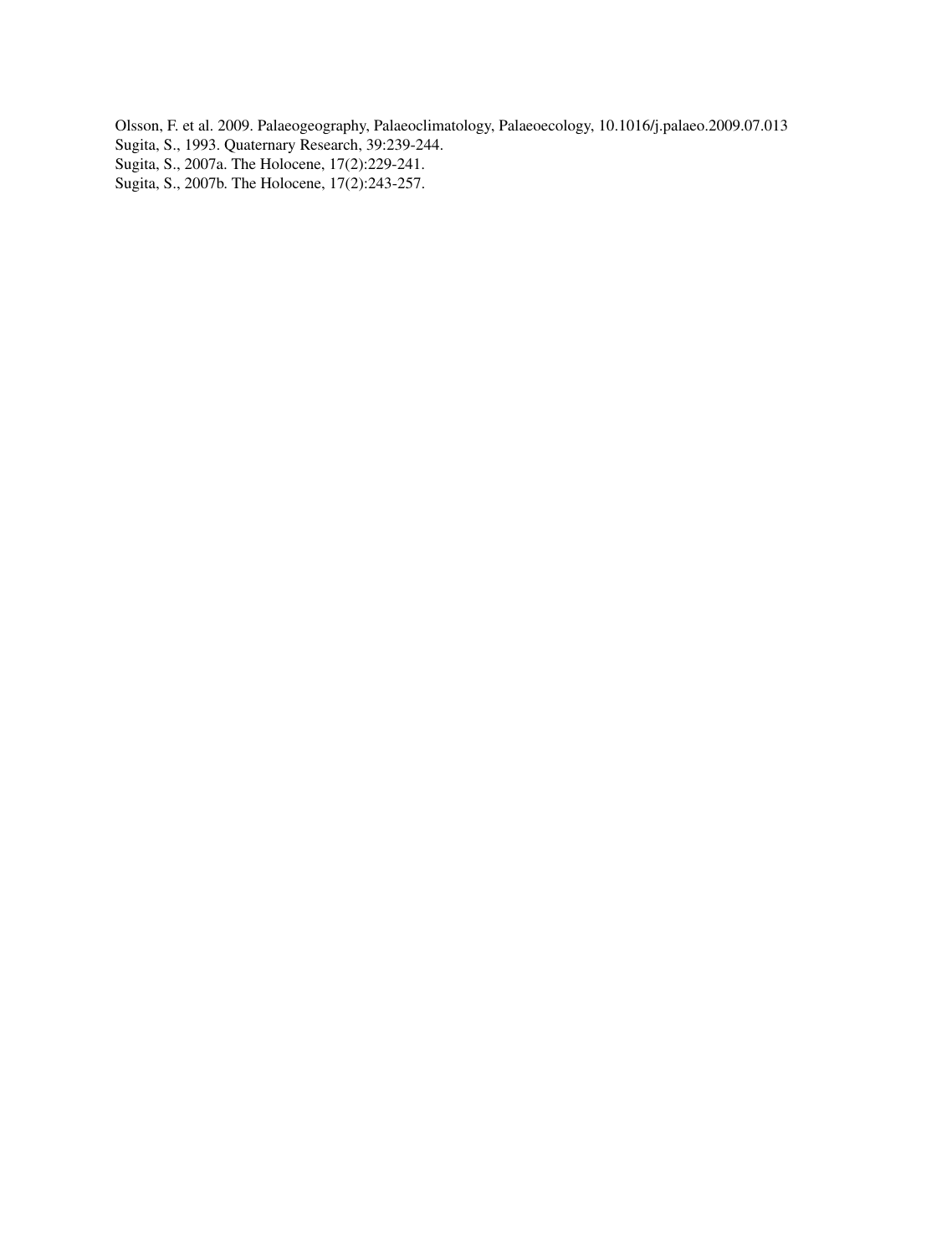Olsson, F. et al. 2009. Palaeogeography, Palaeoclimatology, Palaeoecology, 10.1016/j.palaeo.2009.07.013

Sugita, S., 1993. Quaternary Research, 39:239-244.

Sugita, S., 2007a. The Holocene, 17(2):229-241.

Sugita, S., 2007b. The Holocene, 17(2):243-257.